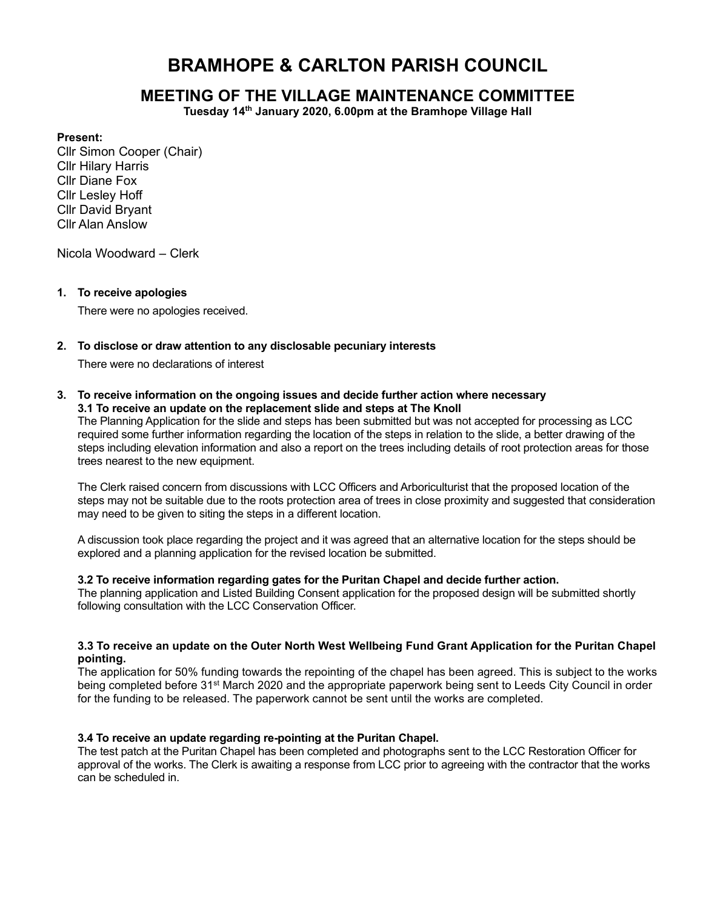# BRAMHOPE & CARLTON PARISH COUNCIL

## MEETING OF THE VILLAGE MAINTENANCE COMMITTEE

**Tuesday 14th January 2020, 6.00pm at the Bramhope Village Hall**

**Present:**
Cllr Simon Cooper (Chair)
Cllr Hilary Harris
Cllr Diane Fox
Cllr Lesley Hoff
Cllr David Bryant
Cllr Alan Anslow

Nicola Woodward – Clerk

**1. To receive apologies**

There were no apologies received.

**2. To disclose or draw attention to any disclosable pecuniary interests**

There were no declarations of interest

**3. To receive information on the ongoing issues and decide further action where necessary**

**3.1 To receive an update on the replacement slide and steps at The Knoll**

The Planning Application for the slide and steps has been submitted but was not accepted for processing as LCC required some further information regarding the location of the steps in relation to the slide, a better drawing of the steps including elevation information and also a report on the trees including details of root protection areas for those trees nearest to the new equipment.

The Clerk raised concern from discussions with LCC Officers and Arboriculturist that the proposed location of the steps may not be suitable due to the roots protection area of trees in close proximity and suggested that consideration may need to be given to siting the steps in a different location.

A discussion took place regarding the project and it was agreed that an alternative location for the steps should be explored and a planning application for the revised location be submitted.

**3.2 To receive information regarding gates for the Puritan Chapel and decide further action.**

The planning application and Listed Building Consent application for the proposed design will be submitted shortly following consultation with the LCC Conservation Officer.

**3.3 To receive an update on the Outer North West Wellbeing Fund Grant Application for the Puritan Chapel pointing.**

The application for 50% funding towards the repointing of the chapel has been agreed. This is subject to the works being completed before 31st March 2020 and the appropriate paperwork being sent to Leeds City Council in order for the funding to be released. The paperwork cannot be sent until the works are completed.

**3.4 To receive an update regarding re-pointing at the Puritan Chapel.**

The test patch at the Puritan Chapel has been completed and photographs sent to the LCC Restoration Officer for approval of the works. The Clerk is awaiting a response from LCC prior to agreeing with the contractor that the works can be scheduled in.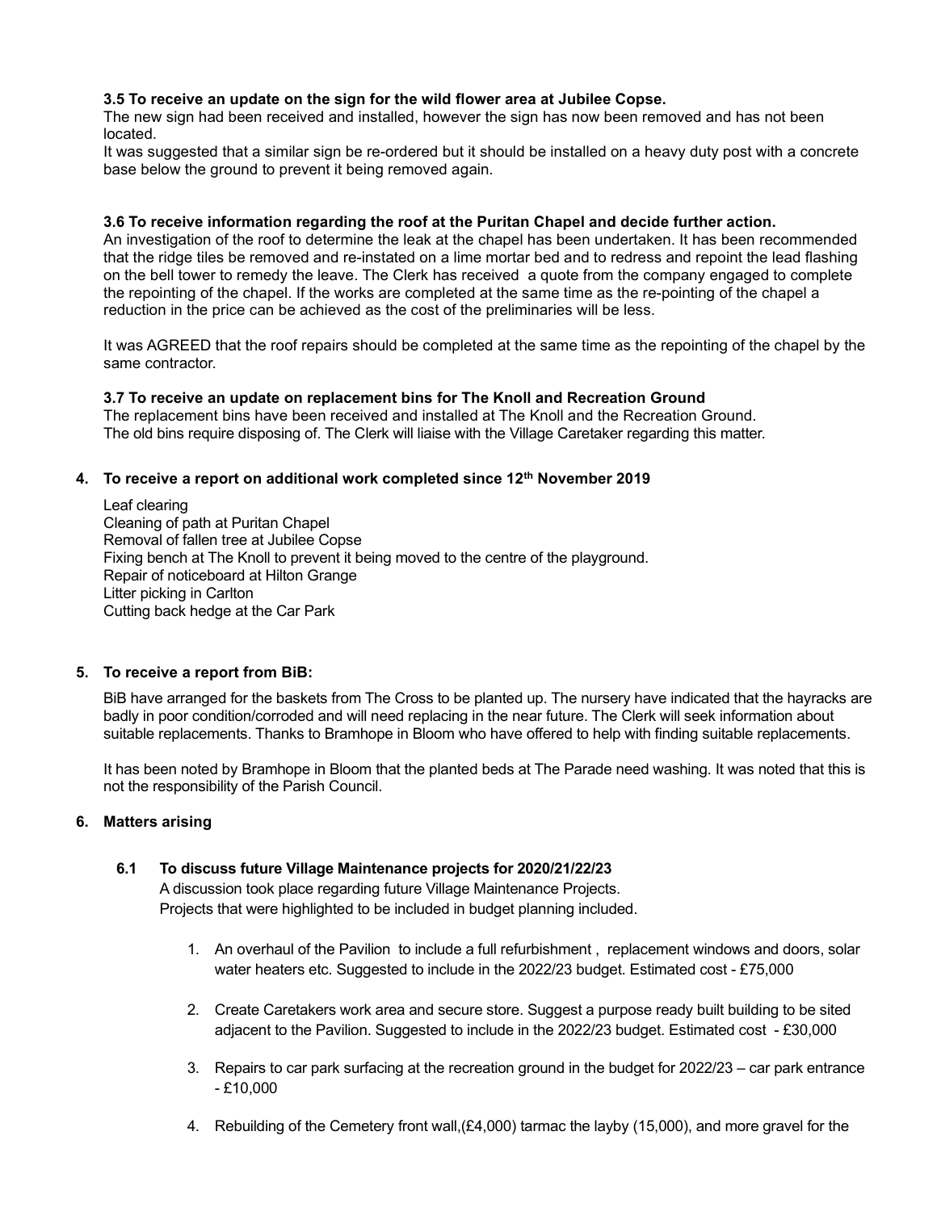**3.5 To receive an update on the sign for the wild flower area at Jubilee Copse.**

The new sign had been received and installed, however the sign has now been removed and has not been located.

It was suggested that a similar sign be re-ordered but it should be installed on a heavy duty post with a concrete base below the ground to prevent it being removed again.

**3.6 To receive information regarding the roof at the Puritan Chapel and decide further action.**

An investigation of the roof to determine the leak at the chapel has been undertaken. It has been recommended that the ridge tiles be removed and re-instated on a lime mortar bed and to redress and repoint the lead flashing on the bell tower to remedy the leave. The Clerk has received a quote from the company engaged to complete the repointing of the chapel. If the works are completed at the same time as the re-pointing of the chapel a reduction in the price can be achieved as the cost of the preliminaries will be less.

It was AGREED that the roof repairs should be completed at the same time as the repointing of the chapel by the same contractor.

**3.7 To receive an update on replacement bins for The Knoll and Recreation Ground**

The replacement bins have been received and installed at The Knoll and the Recreation Ground.
The old bins require disposing of. The Clerk will liaise with the Village Caretaker regarding this matter.

**4. To receive a report on additional work completed since 12th November 2019**

Leaf clearing
Cleaning of path at Puritan Chapel
Removal of fallen tree at Jubilee Copse
Fixing bench at The Knoll to prevent it being moved to the centre of the playground.
Repair of noticeboard at Hilton Grange
Litter picking in Carlton
Cutting back hedge at the Car Park

**5. To receive a report from BiB:**

BiB have arranged for the baskets from The Cross to be planted up. The nursery have indicated that the hayracks are badly in poor condition/corroded and will need replacing in the near future. The Clerk will seek information about suitable replacements. Thanks to Bramhope in Bloom who have offered to help with finding suitable replacements.

It has been noted by Bramhope in Bloom that the planted beds at The Parade need washing. It was noted that this is not the responsibility of the Parish Council.

**6. Matters arising**

**6.1 To discuss future Village Maintenance projects for 2020/21/22/23**

A discussion took place regarding future Village Maintenance Projects.
Projects that were highlighted to be included in budget planning included.

1. An overhaul of the Pavilion to include a full refurbishment , replacement windows and doors, solar water heaters etc. Suggested to include in the 2022/23 budget. Estimated cost - £75,000

2. Create Caretakers work area and secure store. Suggest a purpose ready built building to be sited adjacent to the Pavilion. Suggested to include in the 2022/23 budget. Estimated cost - £30,000

3. Repairs to car park surfacing at the recreation ground in the budget for 2022/23 – car park entrance - £10,000

4. Rebuilding of the Cemetery front wall,(£4,000) tarmac the layby (15,000), and more gravel for the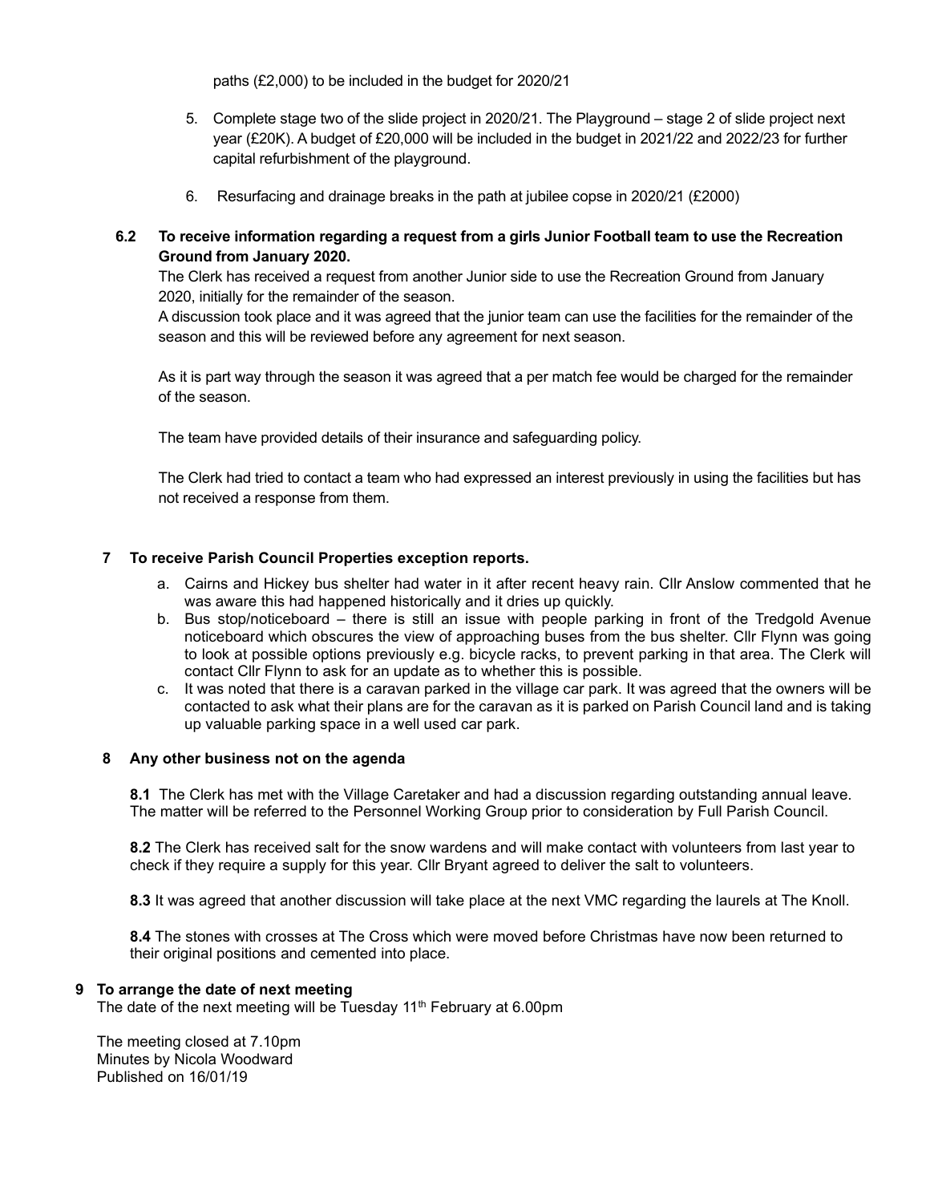paths (£2,000) to be included in the budget for 2020/21

5. Complete stage two of the slide project in 2020/21. The Playground – stage 2 of slide project next year (£20K). A budget of £20,000 will be included in the budget in 2021/22 and 2022/23 for further capital refurbishment of the playground.
6. Resurfacing and drainage breaks in the path at jubilee copse in 2020/21 (£2000)

**6.2 To receive information regarding a request from a girls Junior Football team to use the Recreation Ground from January 2020.**

The Clerk has received a request from another Junior side to use the Recreation Ground from January 2020, initially for the remainder of the season.

A discussion took place and it was agreed that the junior team can use the facilities for the remainder of the season and this will be reviewed before any agreement for next season.

As it is part way through the season it was agreed that a per match fee would be charged for the remainder of the season.

The team have provided details of their insurance and safeguarding policy.

The Clerk had tried to contact a team who had expressed an interest previously in using the facilities but has not received a response from them.

## 7 To receive Parish Council Properties exception reports.

a. Cairns and Hickey bus shelter had water in it after recent heavy rain. Cllr Anslow commented that he was aware this had happened historically and it dries up quickly.
b. Bus stop/noticeboard – there is still an issue with people parking in front of the Tredgold Avenue noticeboard which obscures the view of approaching buses from the bus shelter. Cllr Flynn was going to look at possible options previously e.g. bicycle racks, to prevent parking in that area. The Clerk will contact Cllr Flynn to ask for an update as to whether this is possible.
c. It was noted that there is a caravan parked in the village car park. It was agreed that the owners will be contacted to ask what their plans are for the caravan as it is parked on Parish Council land and is taking up valuable parking space in a well used car park.

## 8 Any other business not on the agenda

**8.1** The Clerk has met with the Village Caretaker and had a discussion regarding outstanding annual leave. The matter will be referred to the Personnel Working Group prior to consideration by Full Parish Council.

**8.2** The Clerk has received salt for the snow wardens and will make contact with volunteers from last year to check if they require a supply for this year. Cllr Bryant agreed to deliver the salt to volunteers.

**8.3** It was agreed that another discussion will take place at the next VMC regarding the laurels at The Knoll.

**8.4** The stones with crosses at The Cross which were moved before Christmas have now been returned to their original positions and cemented into place.

## 9 To arrange the date of next meeting

The date of the next meeting will be Tuesday 11th February at 6.00pm

The meeting closed at 7.10pm
Minutes by Nicola Woodward
Published on 16/01/19